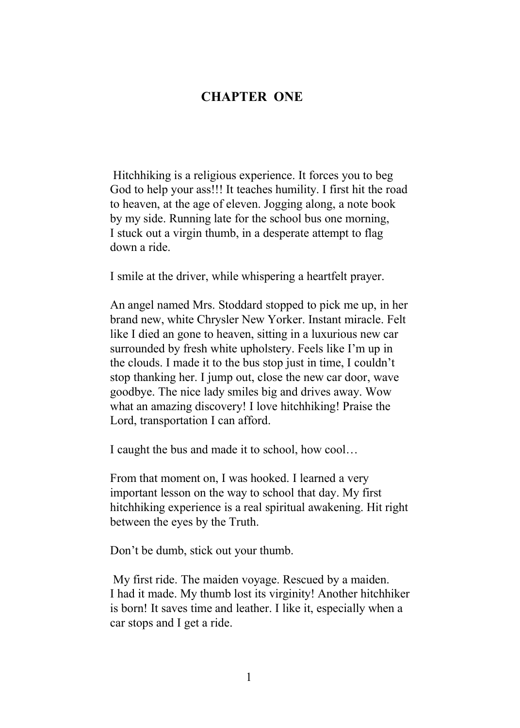# CHAPTER ONE

Hitchhiking is a religious experience. It forces you to beg God to help your ass!!! It teaches humility. I first hit the road to heaven, at the age of eleven. Jogging along, a note book by my side. Running late for the school bus one morning, I stuck out a virgin thumb, in a desperate attempt to flag down a ride.

I smile at the driver, while whispering a heartfelt prayer.

An angel named Mrs. Stoddard stopped to pick me up, in her brand new, white Chrysler New Yorker. Instant miracle. Felt like I died an gone to heaven, sitting in a luxurious new car surrounded by fresh white upholstery. Feels like I'm up in the clouds. I made it to the bus stop just in time, I couldn't stop thanking her. I jump out, close the new car door, wave goodbye. The nice lady smiles big and drives away. Wow what an amazing discovery! I love hitchhiking! Praise the Lord, transportation I can afford.

I caught the bus and made it to school, how cool…

From that moment on, I was hooked. I learned a very important lesson on the way to school that day. My first hitchhiking experience is a real spiritual awakening. Hit right between the eyes by the Truth.

Don't be dumb, stick out your thumb.

My first ride. The maiden voyage. Rescued by a maiden. I had it made. My thumb lost its virginity! Another hitchhiker is born! It saves time and leather. I like it, especially when a car stops and I get a ride.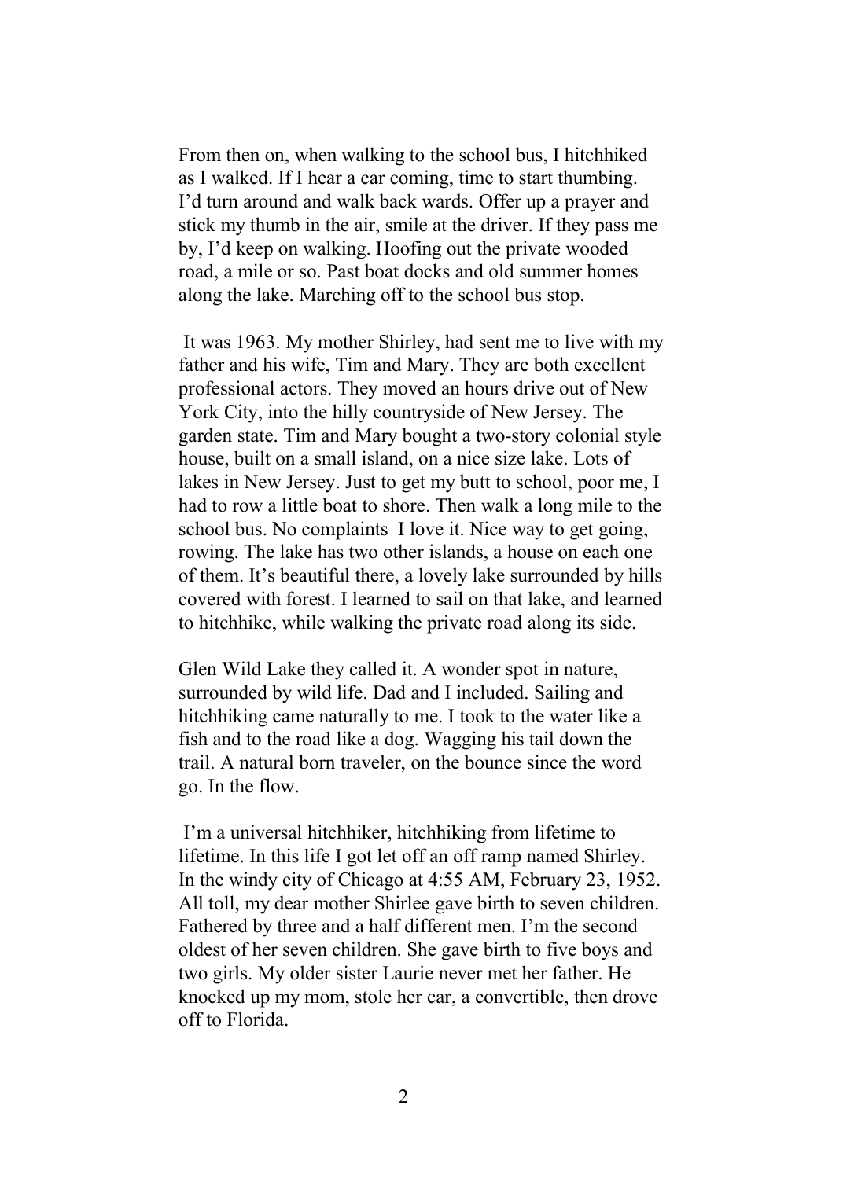From then on, when walking to the school bus, I hitchhiked as I walked. If I hear a car coming, time to start thumbing. I'd turn around and walk back wards. Offer up a prayer and stick my thumb in the air, smile at the driver. If they pass me by, I'd keep on walking. Hoofing out the private wooded road, a mile or so. Past boat docks and old summer homes along the lake. Marching off to the school bus stop.

It was 1963. My mother Shirley, had sent me to live with my father and his wife, Tim and Mary. They are both excellent professional actors. They moved an hours drive out of New York City, into the hilly countryside of New Jersey. The garden state. Tim and Mary bought a two-story colonial style house, built on a small island, on a nice size lake. Lots of lakes in New Jersey. Just to get my butt to school, poor me, I had to row a little boat to shore. Then walk a long mile to the school bus. No complaints  I love it. Nice way to get going, rowing. The lake has two other islands, a house on each one of them. It's beautiful there, a lovely lake surrounded by hills covered with forest. I learned to sail on that lake, and learned to hitchhike, while walking the private road along its side.

Glen Wild Lake they called it. A wonder spot in nature, surrounded by wild life. Dad and I included. Sailing and hitchhiking came naturally to me. I took to the water like a fish and to the road like a dog. Wagging his tail down the trail. A natural born traveler, on the bounce since the word go. In the flow.

I'm a universal hitchhiker, hitchhiking from lifetime to lifetime. In this life I got let off an off ramp named Shirley. In the windy city of Chicago at 4:55 AM, February 23, 1952. All toll, my dear mother Shirlee gave birth to seven children. Fathered by three and a half different men. I'm the second oldest of her seven children. She gave birth to five boys and two girls. My older sister Laurie never met her father. He knocked up my mom, stole her car, a convertible, then drove off to Florida.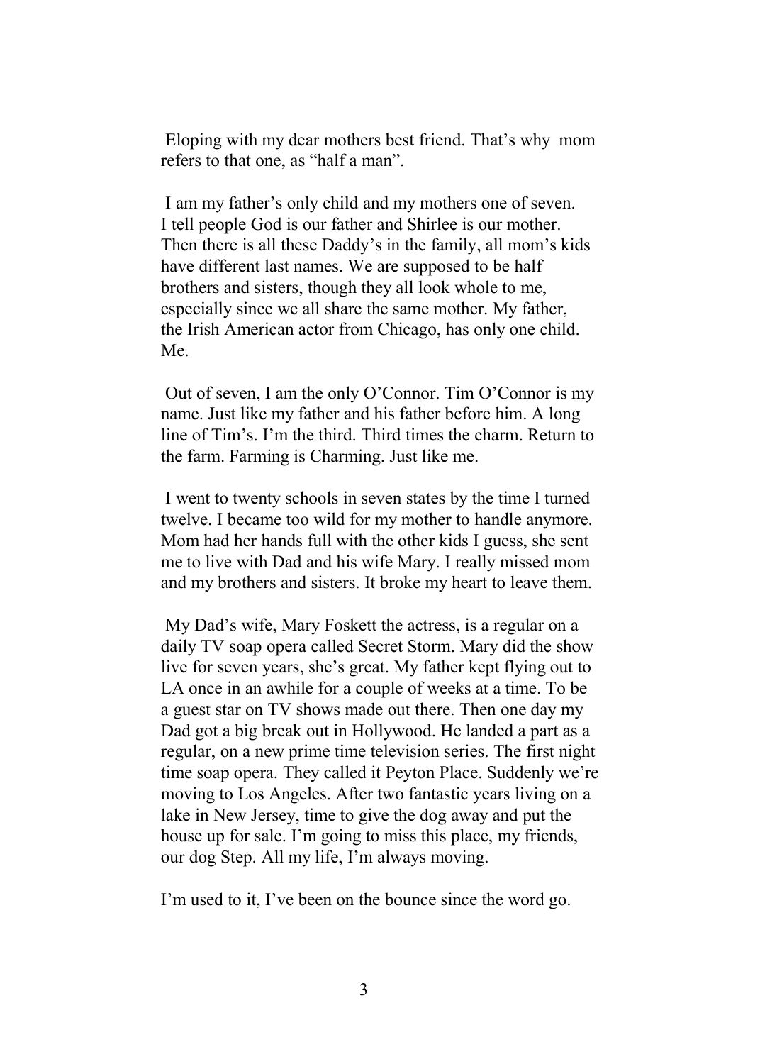Eloping with my dear mothers best friend. That's why mom refers to that one, as "half a man".

I am my father's only child and my mothers one of seven. I tell people God is our father and Shirlee is our mother. Then there is all these Daddy's in the family, all mom's kids have different last names. We are supposed to be half brothers and sisters, though they all look whole to me, especially since we all share the same mother. My father, the Irish American actor from Chicago, has only one child. Me.

Out of seven, I am the only O'Connor. Tim O'Connor is my name. Just like my father and his father before him. A long line of Tim's. I'm the third. Third times the charm. Return to the farm. Farming is Charming. Just like me.

I went to twenty schools in seven states by the time I turned twelve. I became too wild for my mother to handle anymore. Mom had her hands full with the other kids I guess, she sent me to live with Dad and his wife Mary. I really missed mom and my brothers and sisters. It broke my heart to leave them.

My Dad's wife, Mary Foskett the actress, is a regular on a daily TV soap opera called Secret Storm. Mary did the show live for seven years, she's great. My father kept flying out to LA once in an awhile for a couple of weeks at a time. To be a guest star on TV shows made out there. Then one day my Dad got a big break out in Hollywood. He landed a part as a regular, on a new prime time television series. The first night time soap opera. They called it Peyton Place. Suddenly we're moving to Los Angeles. After two fantastic years living on a lake in New Jersey, time to give the dog away and put the house up for sale. I'm going to miss this place, my friends, our dog Step. All my life, I'm always moving.

I'm used to it, I've been on the bounce since the word go.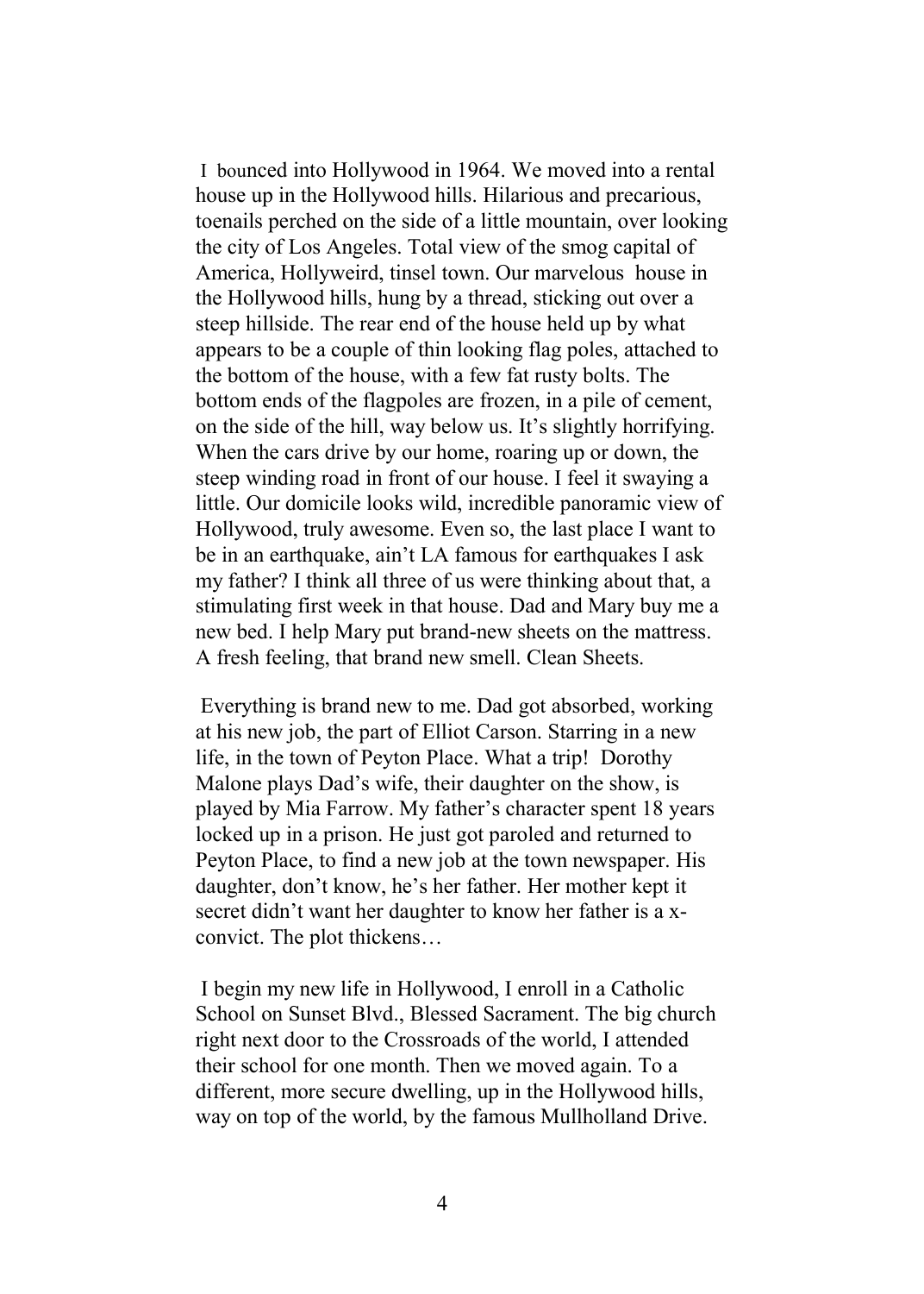I bounced into Hollywood in 1964. We moved into a rental house up in the Hollywood hills. Hilarious and precarious, toenails perched on the side of a little mountain, over looking the city of Los Angeles. Total view of the smog capital of America, Hollyweird, tinsel town. Our marvelous house in the Hollywood hills, hung by a thread, sticking out over a steep hillside. The rear end of the house held up by what appears to be a couple of thin looking flag poles, attached to the bottom of the house, with a few fat rusty bolts. The bottom ends of the flagpoles are frozen, in a pile of cement, on the side of the hill, way below us. It's slightly horrifying. When the cars drive by our home, roaring up or down, the steep winding road in front of our house. I feel it swaying a little. Our domicile looks wild, incredible panoramic view of Hollywood, truly awesome. Even so, the last place I want to be in an earthquake, ain't LA famous for earthquakes I ask my father? I think all three of us were thinking about that, a stimulating first week in that house. Dad and Mary buy me a new bed. I help Mary put brand-new sheets on the mattress. A fresh feeling, that brand new smell. Clean Sheets.

Everything is brand new to me. Dad got absorbed, working at his new job, the part of Elliot Carson. Starring in a new life, in the town of Peyton Place. What a trip! Dorothy Malone plays Dad's wife, their daughter on the show, is played by Mia Farrow. My father's character spent 18 years locked up in a prison. He just got paroled and returned to Peyton Place, to find a new job at the town newspaper. His daughter, don't know, he's her father. Her mother kept it secret didn't want her daughter to know her father is a x-convict. The plot thickens…

I begin my new life in Hollywood, I enroll in a Catholic School on Sunset Blvd., Blessed Sacrament. The big church right next door to the Crossroads of the world, I attended their school for one month. Then we moved again. To a different, more secure dwelling, up in the Hollywood hills, way on top of the world, by the famous Mullholland Drive.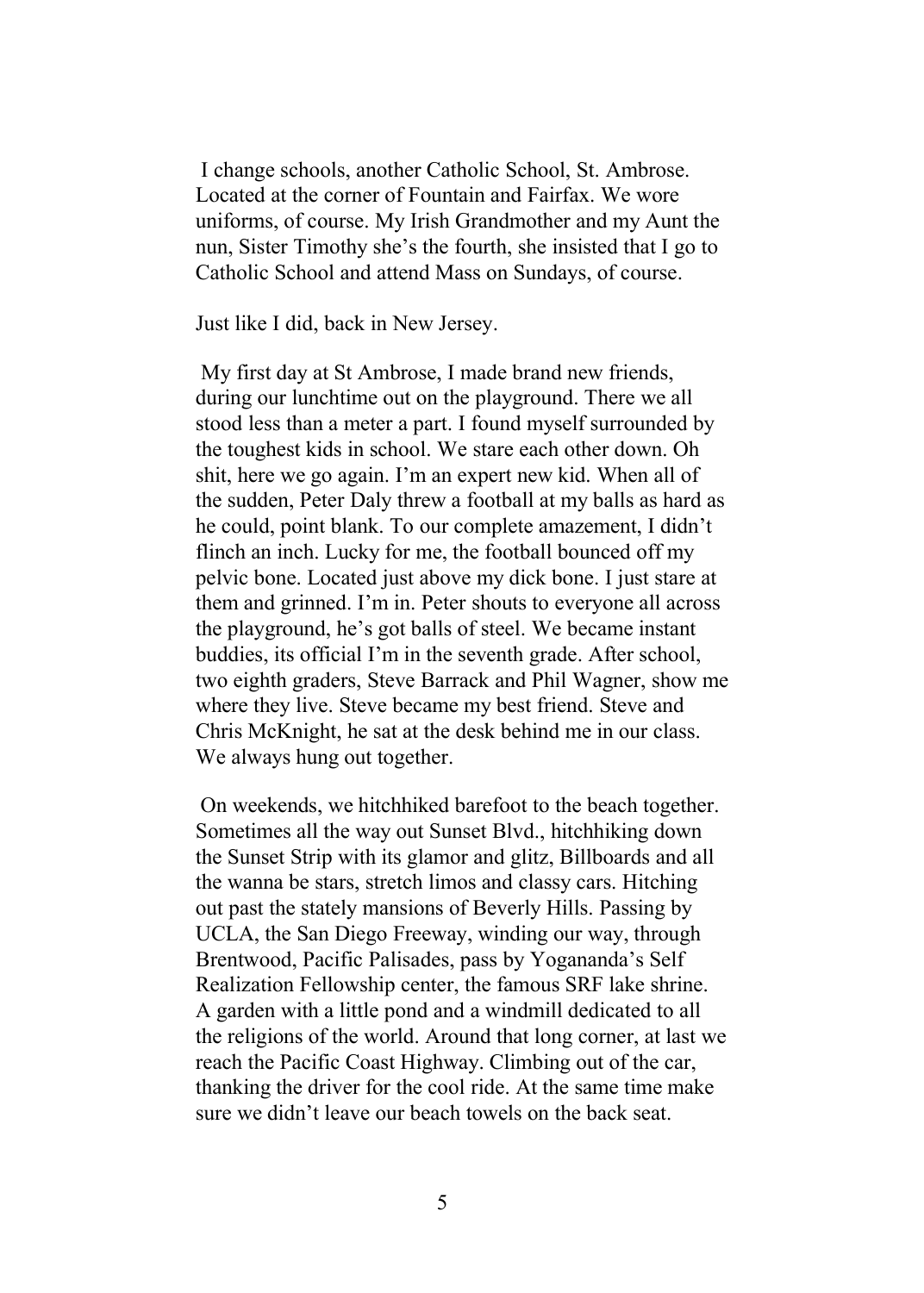I change schools, another Catholic School, St. Ambrose. Located at the corner of Fountain and Fairfax. We wore uniforms, of course. My Irish Grandmother and my Aunt the nun, Sister Timothy she's the fourth, she insisted that I go to Catholic School and attend Mass on Sundays, of course.

Just like I did, back in New Jersey.

My first day at St Ambrose, I made brand new friends, during our lunchtime out on the playground. There we all stood less than a meter a part. I found myself surrounded by the toughest kids in school. We stare each other down. Oh shit, here we go again. I'm an expert new kid. When all of the sudden, Peter Daly threw a football at my balls as hard as he could, point blank. To our complete amazement, I didn't flinch an inch. Lucky for me, the football bounced off my pelvic bone. Located just above my dick bone. I just stare at them and grinned. I'm in. Peter shouts to everyone all across the playground, he's got balls of steel. We became instant buddies, its official I'm in the seventh grade. After school, two eighth graders, Steve Barrack and Phil Wagner, show me where they live. Steve became my best friend. Steve and Chris McKnight, he sat at the desk behind me in our class. We always hung out together.

On weekends, we hitchhiked barefoot to the beach together. Sometimes all the way out Sunset Blvd., hitchhiking down the Sunset Strip with its glamor and glitz, Billboards and all the wanna be stars, stretch limos and classy cars. Hitching out past the stately mansions of Beverly Hills. Passing by UCLA, the San Diego Freeway, winding our way, through Brentwood, Pacific Palisades, pass by Yogananda's Self Realization Fellowship center, the famous SRF lake shrine. A garden with a little pond and a windmill dedicated to all the religions of the world. Around that long corner, at last we reach the Pacific Coast Highway. Climbing out of the car, thanking the driver for the cool ride. At the same time make sure we didn't leave our beach towels on the back seat.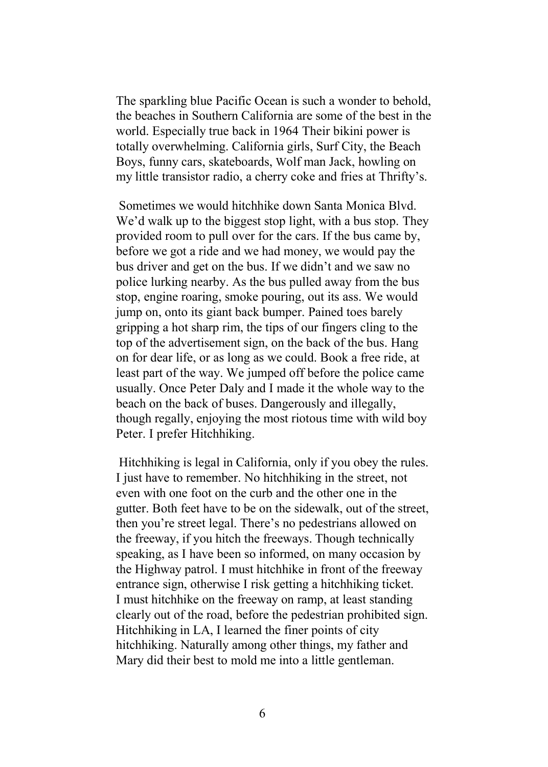The sparkling blue Pacific Ocean is such a wonder to behold, the beaches in Southern California are some of the best in the world. Especially true back in 1964 Their bikini power is totally overwhelming. California girls, Surf City, the Beach Boys, funny cars, skateboards, Wolf man Jack, howling on my little transistor radio, a cherry coke and fries at Thrifty's.

Sometimes we would hitchhike down Santa Monica Blvd. We'd walk up to the biggest stop light, with a bus stop. They provided room to pull over for the cars. If the bus came by, before we got a ride and we had money, we would pay the bus driver and get on the bus. If we didn't and we saw no police lurking nearby. As the bus pulled away from the bus stop, engine roaring, smoke pouring, out its ass. We would jump on, onto its giant back bumper. Pained toes barely gripping a hot sharp rim, the tips of our fingers cling to the top of the advertisement sign, on the back of the bus. Hang on for dear life, or as long as we could. Book a free ride, at least part of the way. We jumped off before the police came usually. Once Peter Daly and I made it the whole way to the beach on the back of buses. Dangerously and illegally, though regally, enjoying the most riotous time with wild boy Peter. I prefer Hitchhiking.

Hitchhiking is legal in California, only if you obey the rules. I just have to remember. No hitchhiking in the street, not even with one foot on the curb and the other one in the gutter. Both feet have to be on the sidewalk, out of the street, then you're street legal. There's no pedestrians allowed on the freeway, if you hitch the freeways. Though technically speaking, as I have been so informed, on many occasion by the Highway patrol. I must hitchhike in front of the freeway entrance sign, otherwise I risk getting a hitchhiking ticket. I must hitchhike on the freeway on ramp, at least standing clearly out of the road, before the pedestrian prohibited sign. Hitchhiking in LA, I learned the finer points of city hitchhiking. Naturally among other things, my father and Mary did their best to mold me into a little gentleman.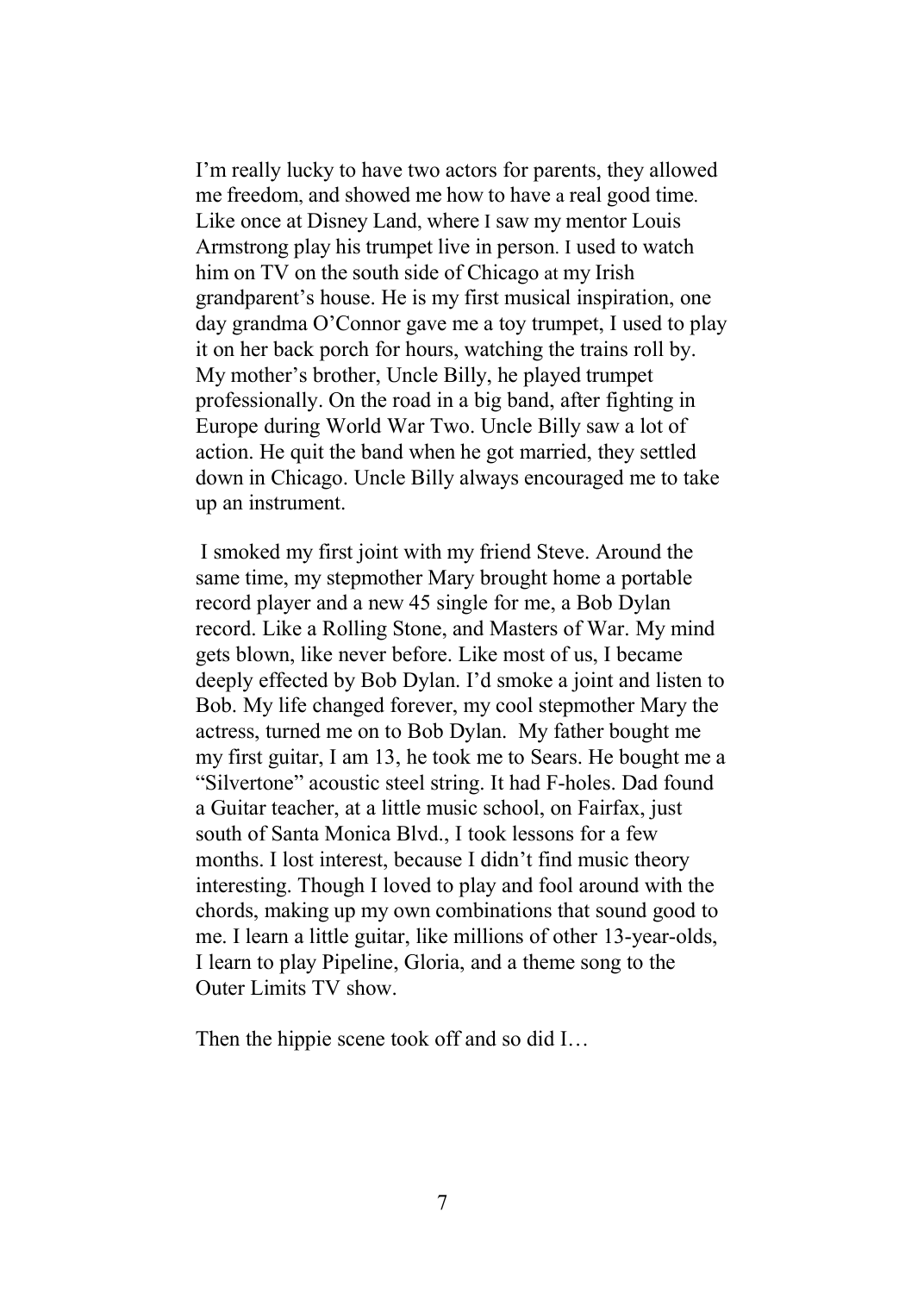I'm really lucky to have two actors for parents, they allowed me freedom, and showed me how to have a real good time. Like once at Disney Land, where I saw my mentor Louis Armstrong play his trumpet live in person. I used to watch him on TV on the south side of Chicago at my Irish grandparent's house. He is my first musical inspiration, one day grandma O'Connor gave me a toy trumpet, I used to play it on her back porch for hours, watching the trains roll by. My mother's brother, Uncle Billy, he played trumpet professionally. On the road in a big band, after fighting in Europe during World War Two. Uncle Billy saw a lot of action. He quit the band when he got married, they settled down in Chicago. Uncle Billy always encouraged me to take up an instrument.

I smoked my first joint with my friend Steve. Around the same time, my stepmother Mary brought home a portable record player and a new 45 single for me, a Bob Dylan record. Like a Rolling Stone, and Masters of War. My mind gets blown, like never before. Like most of us, I became deeply effected by Bob Dylan. I'd smoke a joint and listen to Bob. My life changed forever, my cool stepmother Mary the actress, turned me on to Bob Dylan. My father bought me my first guitar, I am 13, he took me to Sears. He bought me a "Silvertone" acoustic steel string. It had F-holes. Dad found a Guitar teacher, at a little music school, on Fairfax, just south of Santa Monica Blvd., I took lessons for a few months. I lost interest, because I didn't find music theory interesting. Though I loved to play and fool around with the chords, making up my own combinations that sound good to me. I learn a little guitar, like millions of other 13-year-olds, I learn to play Pipeline, Gloria, and a theme song to the Outer Limits TV show.

Then the hippie scene took off and so did I…